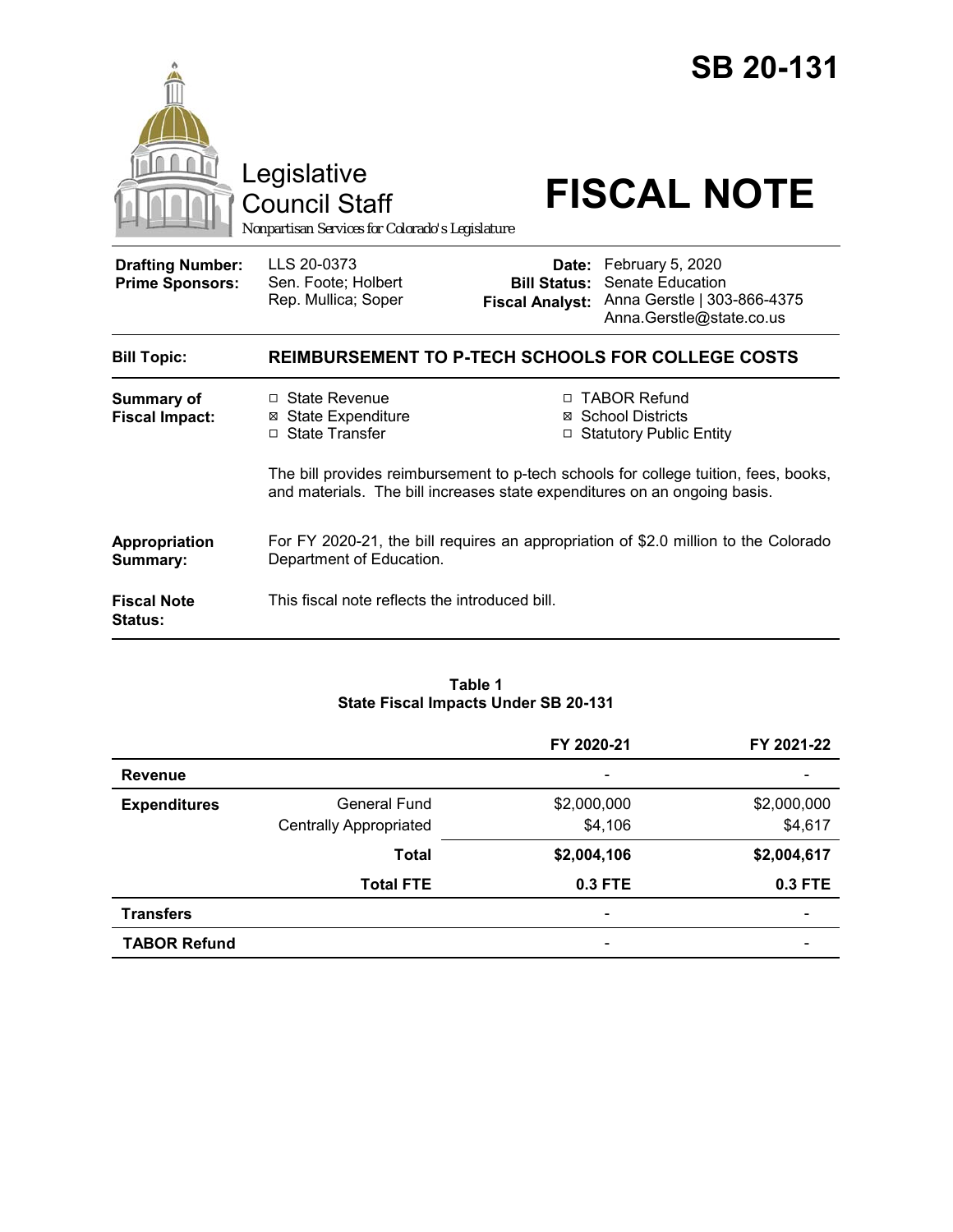# SB 20-131

Legislative Council Staff

*Nonpartisan Services for Colorado's Legislature*

# FISCAL NOTE

| | | | |
|---|---|---|---|
| **Drafting Number:** | LLS 20-0373 | **Date:** | February 5, 2020 |
| **Prime Sponsors:** | Sen. Foote; Holbert | **Bill Status:** | Senate Education |
| | Rep. Mullica; Soper | **Fiscal Analyst:** | Anna Gerstle \| 303-866-4375 |
| | | | Anna.Gerstle@state.co.us |

**Bill Topic:** **REIMBURSEMENT TO P-TECH SCHOOLS FOR COLLEGE COSTS**

**Summary of Fiscal Impact:**

- ☐ State Revenue
- ☒ State Expenditure
- ☐ State Transfer
- ☐ TABOR Refund
- ☒ School Districts
- ☐ Statutory Public Entity

The bill provides reimbursement to p-tech schools for college tuition, fees, books, and materials. The bill increases state expenditures on an ongoing basis.

**Appropriation Summary:** For FY 2020-21, the bill requires an appropriation of $2.0 million to the Colorado Department of Education.

**Fiscal Note Status:** This fiscal note reflects the introduced bill.

**Table 1**
**State Fiscal Impacts Under SB 20-131**

| | | FY 2020-21 | FY 2021-22 |
|---|---|---|---|
| **Revenue** | | - | - |
| **Expenditures** | General Fund | $2,000,000 | $2,000,000 |
| | Centrally Appropriated | $4,106 | $4,617 |
| | **Total** | **$2,004,106** | **$2,004,617** |
| | **Total FTE** | **0.3 FTE** | **0.3 FTE** |
| **Transfers** | | - | - |
| **TABOR Refund** | | - | - |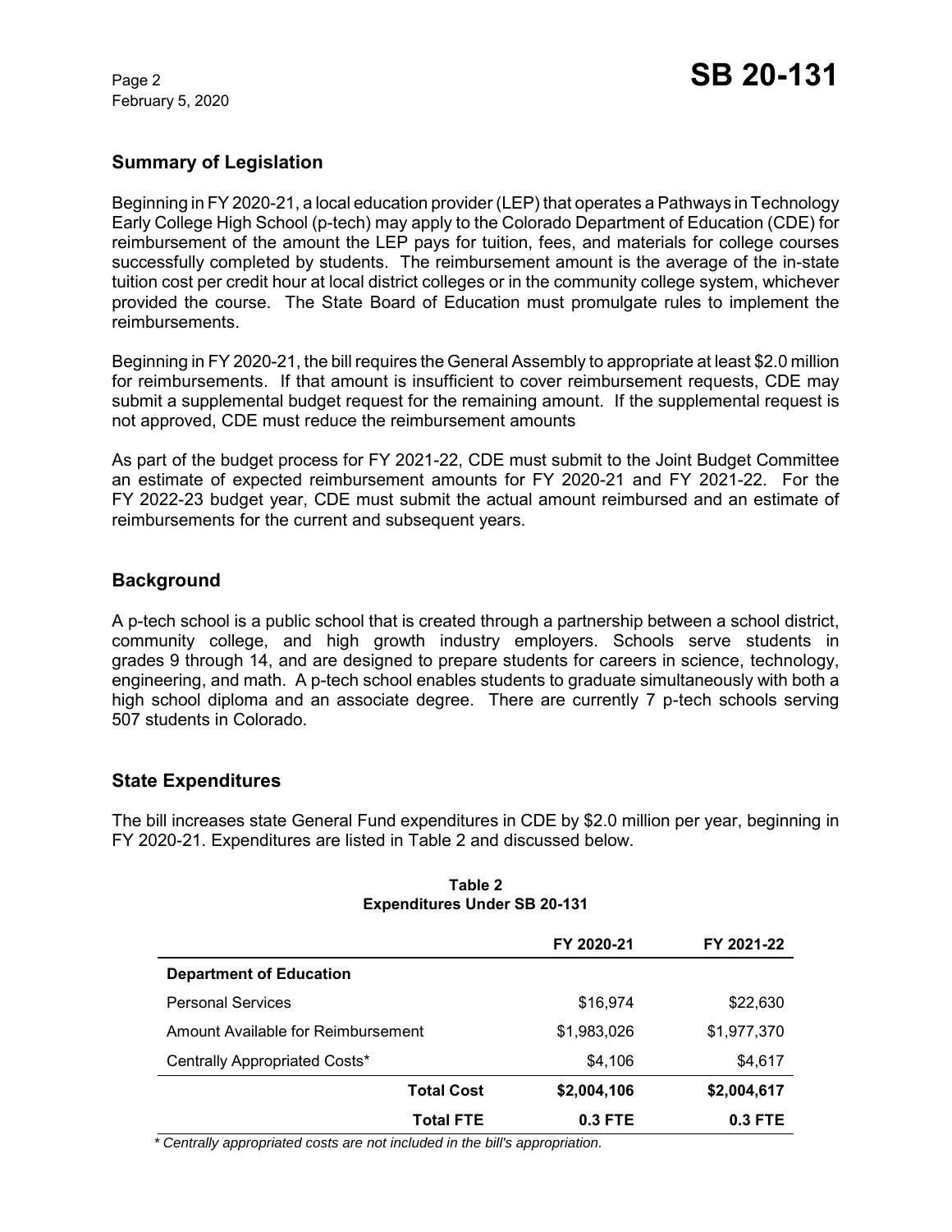## Summary of Legislation

Beginning in FY 2020-21, a local education provider (LEP) that operates a Pathways in Technology Early College High School (p-tech) may apply to the Colorado Department of Education (CDE) for reimbursement of the amount the LEP pays for tuition, fees, and materials for college courses successfully completed by students. The reimbursement amount is the average of the in-state tuition cost per credit hour at local district colleges or in the community college system, whichever provided the course. The State Board of Education must promulgate rules to implement the reimbursements.

Beginning in FY 2020-21, the bill requires the General Assembly to appropriate at least $2.0 million for reimbursements. If that amount is insufficient to cover reimbursement requests, CDE may submit a supplemental budget request for the remaining amount. If the supplemental request is not approved, CDE must reduce the reimbursement amounts

As part of the budget process for FY 2021-22, CDE must submit to the Joint Budget Committee an estimate of expected reimbursement amounts for FY 2020-21 and FY 2021-22. For the FY 2022-23 budget year, CDE must submit the actual amount reimbursed and an estimate of reimbursements for the current and subsequent years.

## Background

A p-tech school is a public school that is created through a partnership between a school district, community college, and high growth industry employers. Schools serve students in grades 9 through 14, and are designed to prepare students for careers in science, technology, engineering, and math. A p-tech school enables students to graduate simultaneously with both a high school diploma and an associate degree. There are currently 7 p-tech schools serving 507 students in Colorado.

## State Expenditures

The bill increases state General Fund expenditures in CDE by $2.0 million per year, beginning in FY 2020-21. Expenditures are listed in Table 2 and discussed below.

**Table 2**
**Expenditures Under SB 20-131**

| | FY 2020-21 | FY 2021-22 |
|---|---|---|
| **Department of Education** | | |
| Personal Services | $16,974 | $22,630 |
| Amount Available for Reimbursement | $1,983,026 | $1,977,370 |
| Centrally Appropriated Costs* | $4,106 | $4,617 |
| **Total Cost** | **$2,004,106** | **$2,004,617** |
| **Total FTE** | **0.3 FTE** | **0.3 FTE** |

*\* Centrally appropriated costs are not included in the bill's appropriation.*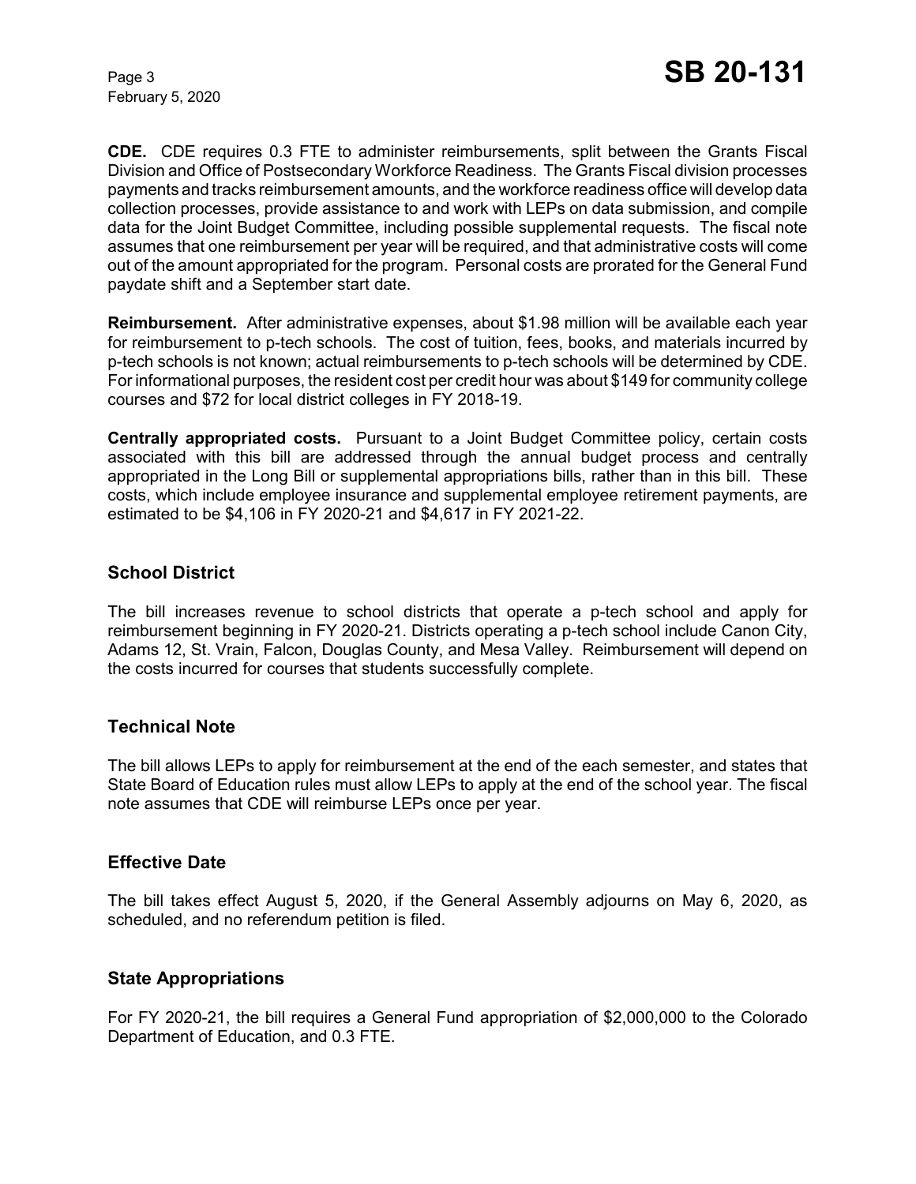**CDE.** CDE requires 0.3 FTE to administer reimbursements, split between the Grants Fiscal Division and Office of Postsecondary Workforce Readiness. The Grants Fiscal division processes payments and tracks reimbursement amounts, and the workforce readiness office will develop data collection processes, provide assistance to and work with LEPs on data submission, and compile data for the Joint Budget Committee, including possible supplemental requests. The fiscal note assumes that one reimbursement per year will be required, and that administrative costs will come out of the amount appropriated for the program. Personal costs are prorated for the General Fund paydate shift and a September start date.

**Reimbursement.** After administrative expenses, about $1.98 million will be available each year for reimbursement to p-tech schools. The cost of tuition, fees, books, and materials incurred by p-tech schools is not known; actual reimbursements to p-tech schools will be determined by CDE. For informational purposes, the resident cost per credit hour was about $149 for community college courses and $72 for local district colleges in FY 2018-19.

**Centrally appropriated costs.** Pursuant to a Joint Budget Committee policy, certain costs associated with this bill are addressed through the annual budget process and centrally appropriated in the Long Bill or supplemental appropriations bills, rather than in this bill. These costs, which include employee insurance and supplemental employee retirement payments, are estimated to be $4,106 in FY 2020-21 and $4,617 in FY 2021-22.

## School District

The bill increases revenue to school districts that operate a p-tech school and apply for reimbursement beginning in FY 2020-21. Districts operating a p-tech school include Canon City, Adams 12, St. Vrain, Falcon, Douglas County, and Mesa Valley. Reimbursement will depend on the costs incurred for courses that students successfully complete.

## Technical Note

The bill allows LEPs to apply for reimbursement at the end of the each semester, and states that State Board of Education rules must allow LEPs to apply at the end of the school year. The fiscal note assumes that CDE will reimburse LEPs once per year.

## Effective Date

The bill takes effect August 5, 2020, if the General Assembly adjourns on May 6, 2020, as scheduled, and no referendum petition is filed.

## State Appropriations

For FY 2020-21, the bill requires a General Fund appropriation of $2,000,000 to the Colorado Department of Education, and 0.3 FTE.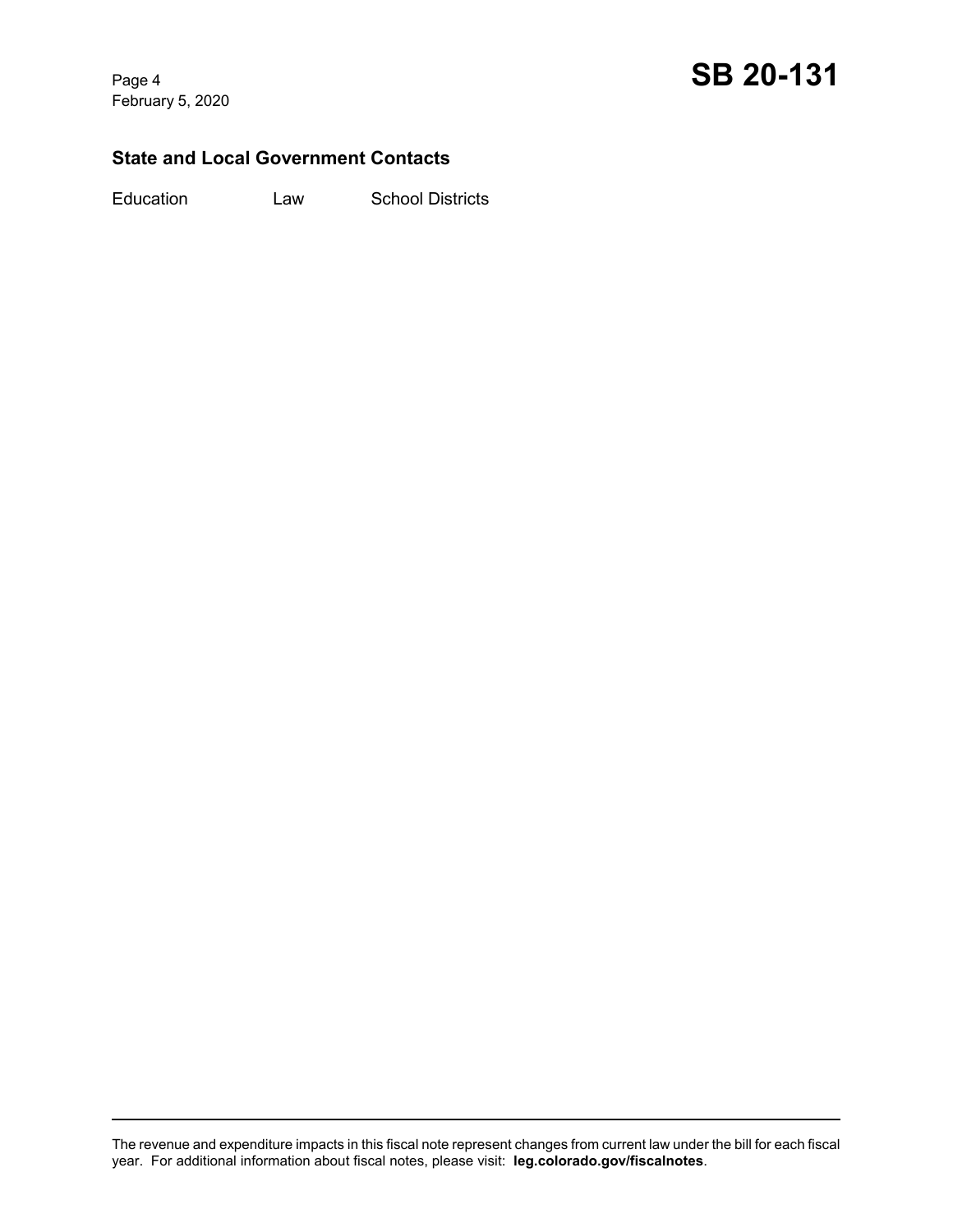## State and Local Government Contacts

Education Law School Districts

The revenue and expenditure impacts in this fiscal note represent changes from current law under the bill for each fiscal year. For additional information about fiscal notes, please visit: **leg.colorado.gov/fiscalnotes**.